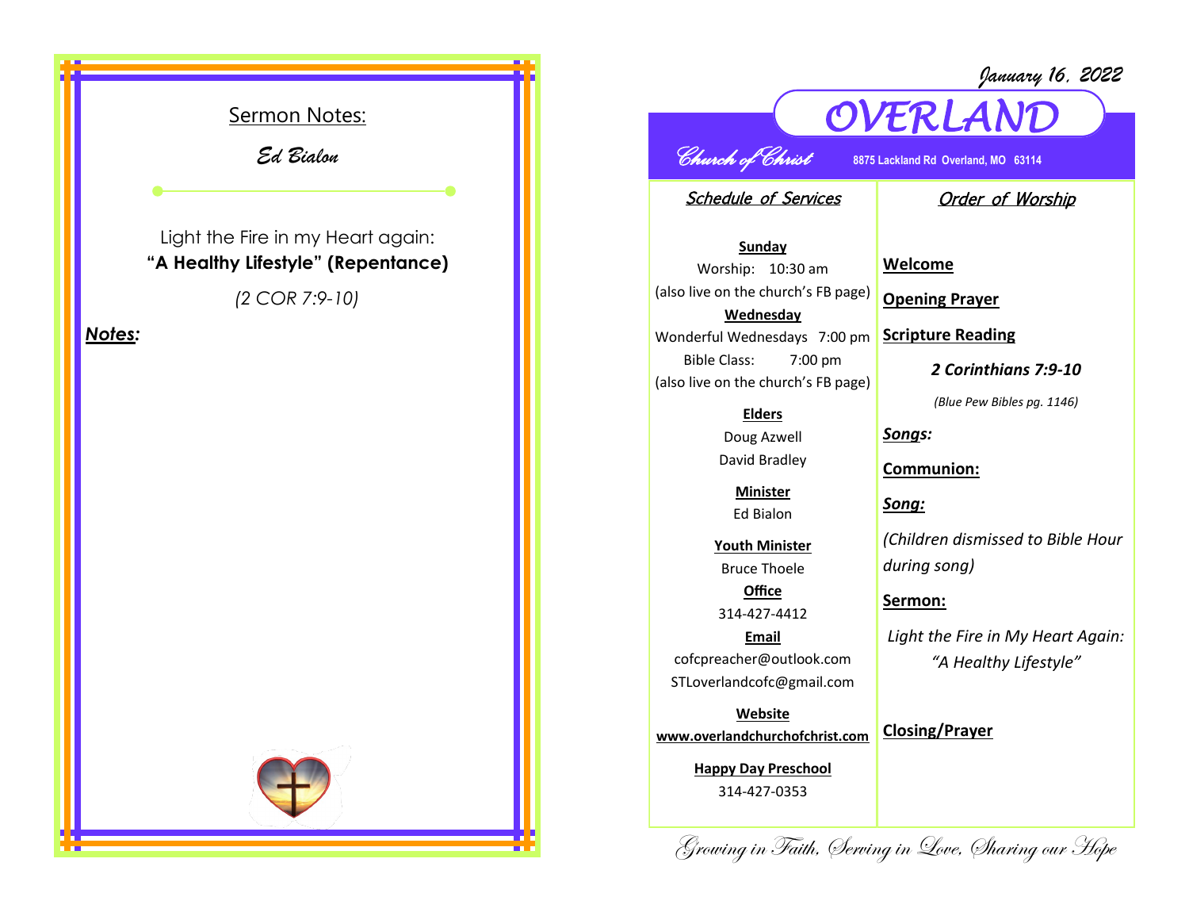## Sermon Notes:

*Ed Bialon*

Light the Fire in my Heart again:
**"A Healthy Lifestyle" (Repentance)**

*(2 COR 7:9-10)*

***Notes:***

*January 16, 2022*

# OVERLAND

*Church of Christ* **8875 Lackland Rd Overland, MO 63114**

### Schedule of Services

**Sunday**
Worship: 10:30 am
(also live on the church's FB page)

**Wednesday**
Wonderful Wednesdays 7:00 pm
Bible Class: 7:00 pm
(also live on the church's FB page)

**Elders**
Doug Azwell
David Bradley

**Minister**
Ed Bialon

**Youth Minister**
Bruce Thoele

**Office**
314-427-4412

**Email**
cofcpreacher@outlook.com
STLoverlandcofc@gmail.com

**Website**
**www.overlandchurchofchrist.com**

**Happy Day Preschool**
314-427-0353

### Order of Worship

**Welcome**

**Opening Prayer**

**Scripture Reading**

***2 Corinthians 7:9-10***

*(Blue Pew Bibles pg. 1146)*

***Songs:***

**Communion:**

***Song:***

*(Children dismissed to Bible Hour during song)*

**Sermon:**

*Light the Fire in My Heart Again:*
*"A Healthy Lifestyle"*

**Closing/Prayer**

*Growing in Faith, Serving in Love, Sharing our Hope*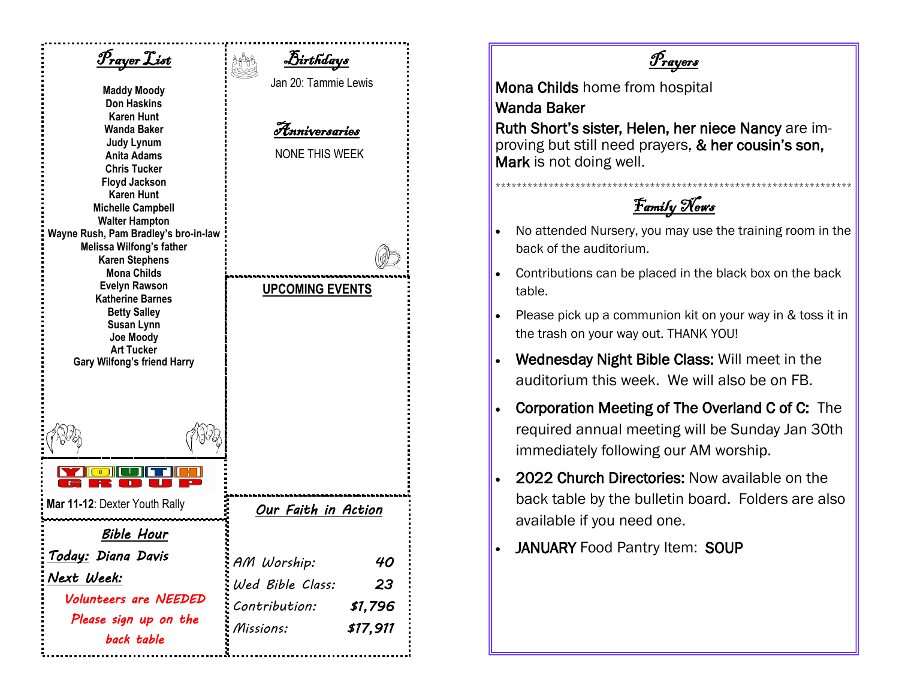## Prayer List

**Maddy Moody**
**Don Haskins**
**Karen Hunt**
**Wanda Baker**
**Judy Lynum**
**Anita Adams**
**Chris Tucker**
**Floyd Jackson**
**Karen Hunt**
**Michelle Campbell**
**Walter Hampton**
**Wayne Rush, Pam Bradley's bro-in-law**
**Melissa Wilfong's father**
**Karen Stephens**
**Mona Childs**
**Evelyn Rawson**
**Katherine Barnes**
**Betty Salley**
**Susan Lynn**
**Joe Moody**
**Art Tucker**
**Gary Wilfong's friend Harry**

## YOUTH GROUP

**Mar 11-12**: Dexter Youth Rally

## Bible Hour

***Today:*** *Diana Davis*

***Next Week:***

*Volunteers are NEEDED*
*Please sign up on the back table*

## Birthdays

Jan 20: Tammie Lewis

## Anniversaries

NONE THIS WEEK

## UPCOMING EVENTS

## Our Faith in Action

| | |
|---|---|
| *AM Worship:* | *40* |
| *Wed Bible Class:* | *23* |
| *Contribution:* | *$1,796* |
| *Missions:* | *$17,911* |

## Prayers

Mona Childs home from hospital

Wanda Baker

Ruth Short's sister, Helen, her niece Nancy are improving but still need prayers, & her cousin's son, Mark is not doing well.

*********************************************************************

## Family News

- No attended Nursery, you may use the training room in the back of the auditorium.
- Contributions can be placed in the black box on the back table.
- Please pick up a communion kit on your way in & toss it in the trash on your way out. THANK YOU!
- Wednesday Night Bible Class: Will meet in the auditorium this week. We will also be on FB.
- Corporation Meeting of The Overland C of C: The required annual meeting will be Sunday Jan 30th immediately following our AM worship.
- 2022 Church Directories: Now available on the back table by the bulletin board. Folders are also available if you need one.
- JANUARY Food Pantry Item: SOUP